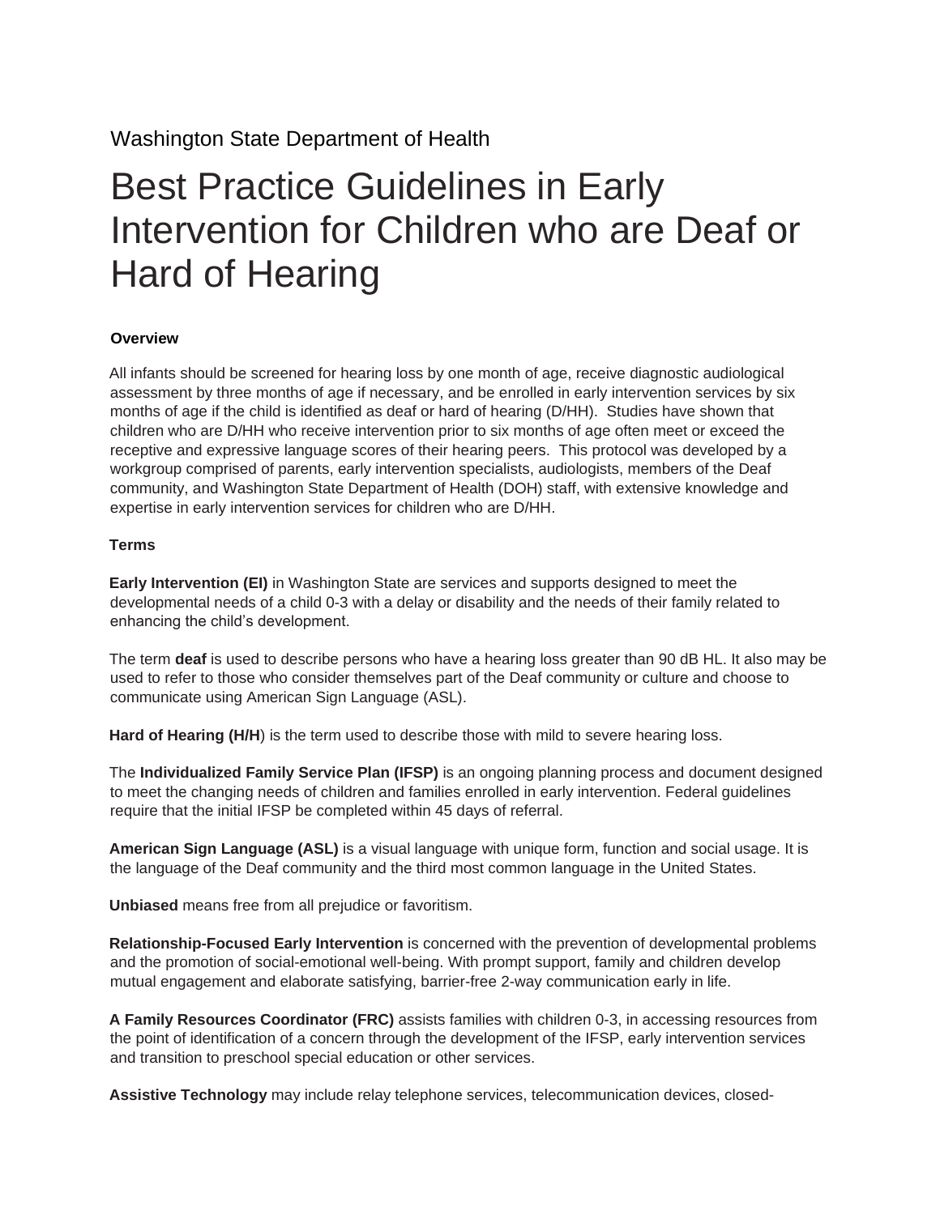Washington State Department of Health

# Best Practice Guidelines in Early Intervention for Children who are Deaf or Hard of Hearing

### Overview

All infants should be screened for hearing loss by one month of age, receive diagnostic audiological assessment by three months of age if necessary, and be enrolled in early intervention services by six months of age if the child is identified as deaf or hard of hearing (D/HH). Studies have shown that children who are D/HH who receive intervention prior to six months of age often meet or exceed the receptive and expressive language scores of their hearing peers. This protocol was developed by a workgroup comprised of parents, early intervention specialists, audiologists, members of the Deaf community, and Washington State Department of Health (DOH) staff, with extensive knowledge and expertise in early intervention services for children who are D/HH.

### Terms

**Early Intervention (EI)** in Washington State are services and supports designed to meet the developmental needs of a child 0-3 with a delay or disability and the needs of their family related to enhancing the child's development.

The term **deaf** is used to describe persons who have a hearing loss greater than 90 dB HL. It also may be used to refer to those who consider themselves part of the Deaf community or culture and choose to communicate using American Sign Language (ASL).

**Hard of Hearing (H/H**) is the term used to describe those with mild to severe hearing loss.

The **Individualized Family Service Plan (IFSP)** is an ongoing planning process and document designed to meet the changing needs of children and families enrolled in early intervention. Federal guidelines require that the initial IFSP be completed within 45 days of referral.

**American Sign Language (ASL)** is a visual language with unique form, function and social usage. It is the language of the Deaf community and the third most common language in the United States.

**Unbiased** means free from all prejudice or favoritism.

**Relationship-Focused Early Intervention** is concerned with the prevention of developmental problems and the promotion of social-emotional well-being. With prompt support, family and children develop mutual engagement and elaborate satisfying, barrier-free 2-way communication early in life.

**A Family Resources Coordinator (FRC)** assists families with children 0-3, in accessing resources from the point of identification of a concern through the development of the IFSP, early intervention services and transition to preschool special education or other services.

**Assistive Technology** may include relay telephone services, telecommunication devices, closed-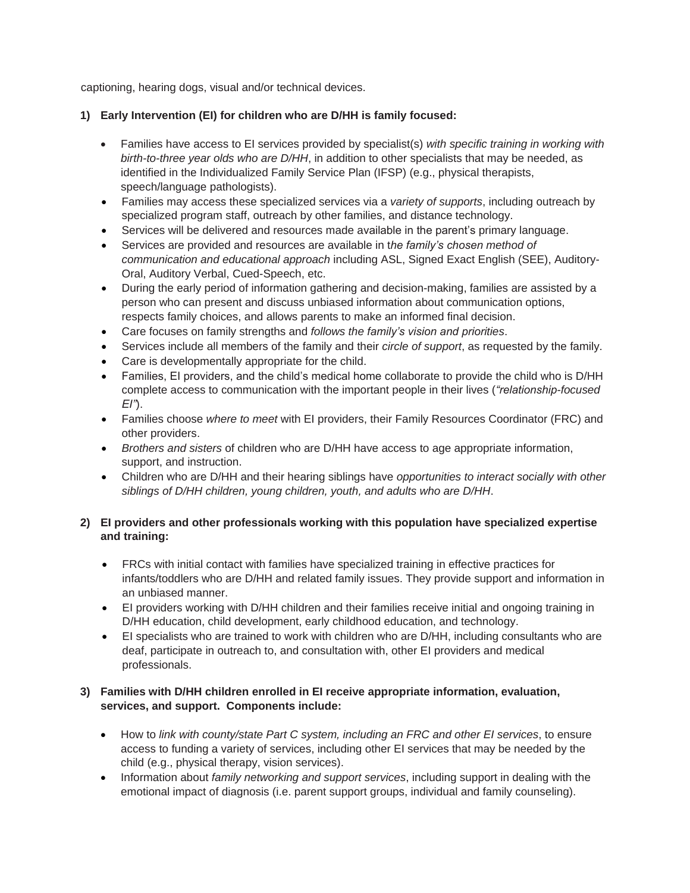captioning, hearing dogs, visual and/or technical devices.

**1) Early Intervention (EI) for children who are D/HH is family focused:**

- Families have access to EI services provided by specialist(s) *with specific training in working with birth-to-three year olds who are D/HH*, in addition to other specialists that may be needed, as identified in the Individualized Family Service Plan (IFSP) (e.g., physical therapists, speech/language pathologists).
- Families may access these specialized services via a *variety of supports*, including outreach by specialized program staff, outreach by other families, and distance technology.
- Services will be delivered and resources made available in the parent's primary language.
- Services are provided and resources are available in t*he family's chosen method of communication and educational approach* including ASL, Signed Exact English (SEE), Auditory-Oral, Auditory Verbal, Cued-Speech, etc.
- During the early period of information gathering and decision-making, families are assisted by a person who can present and discuss unbiased information about communication options, respects family choices, and allows parents to make an informed final decision.
- Care focuses on family strengths and *follows the family's vision and priorities*.
- Services include all members of the family and their *circle of support*, as requested by the family.
- Care is developmentally appropriate for the child.
- Families, EI providers, and the child's medical home collaborate to provide the child who is D/HH complete access to communication with the important people in their lives (*"relationship-focused EI"*).
- Families choose *where to meet* with EI providers, their Family Resources Coordinator (FRC) and other providers.
- *Brothers and sisters* of children who are D/HH have access to age appropriate information, support, and instruction.
- Children who are D/HH and their hearing siblings have *opportunities to interact socially with other siblings of D/HH children, young children, youth, and adults who are D/HH*.

**2) EI providers and other professionals working with this population have specialized expertise and training:**

- FRCs with initial contact with families have specialized training in effective practices for infants/toddlers who are D/HH and related family issues. They provide support and information in an unbiased manner.
- EI providers working with D/HH children and their families receive initial and ongoing training in D/HH education, child development, early childhood education, and technology.
- EI specialists who are trained to work with children who are D/HH, including consultants who are deaf, participate in outreach to, and consultation with, other EI providers and medical professionals.

**3) Families with D/HH children enrolled in EI receive appropriate information, evaluation, services, and support. Components include:**

- How to *link with county/state Part C system, including an FRC and other EI services*, to ensure access to funding a variety of services, including other EI services that may be needed by the child (e.g., physical therapy, vision services).
- Information about *family networking and support services*, including support in dealing with the emotional impact of diagnosis (i.e. parent support groups, individual and family counseling).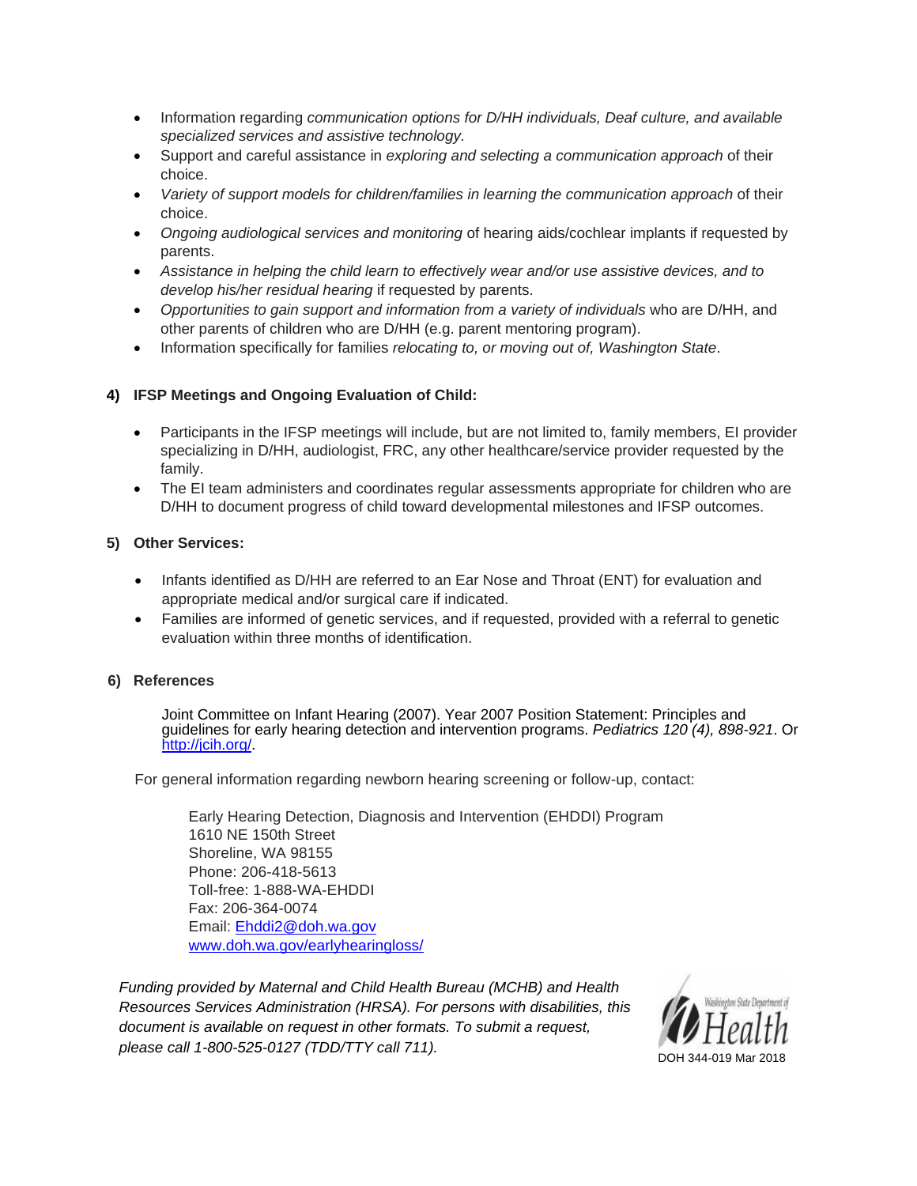- Information regarding *communication options for D/HH individuals, Deaf culture, and available specialized services and assistive technology.*
- Support and careful assistance in *exploring and selecting a communication approach* of their choice.
- *Variety of support models for children/families in learning the communication approach* of their choice.
- *Ongoing audiological services and monitoring* of hearing aids/cochlear implants if requested by parents.
- *Assistance in helping the child learn to effectively wear and/or use assistive devices, and to develop his/her residual hearing* if requested by parents.
- *Opportunities to gain support and information from a variety of individuals* who are D/HH, and other parents of children who are D/HH (e.g. parent mentoring program).
- Information specifically for families *relocating to, or moving out of, Washington State*.

**4) IFSP Meetings and Ongoing Evaluation of Child:**

- Participants in the IFSP meetings will include, but are not limited to, family members, EI provider specializing in D/HH, audiologist, FRC, any other healthcare/service provider requested by the family.
- The EI team administers and coordinates regular assessments appropriate for children who are D/HH to document progress of child toward developmental milestones and IFSP outcomes.

**5) Other Services:**

- Infants identified as D/HH are referred to an Ear Nose and Throat (ENT) for evaluation and appropriate medical and/or surgical care if indicated.
- Families are informed of genetic services, and if requested, provided with a referral to genetic evaluation within three months of identification.

**6) References**

Joint Committee on Infant Hearing (2007). Year 2007 Position Statement: Principles and guidelines for early hearing detection and intervention programs. *Pediatrics 120 (4), 898-921*. Or http://jcih.org/.

For general information regarding newborn hearing screening or follow-up, contact:

Early Hearing Detection, Diagnosis and Intervention (EHDDI) Program
1610 NE 150th Street
Shoreline, WA 98155
Phone: 206-418-5613
Toll-free: 1-888-WA-EHDDI
Fax: 206-364-0074
Email: Ehddi2@doh.wa.gov
www.doh.wa.gov/earlyhearingloss/

*Funding provided by Maternal and Child Health Bureau (MCHB) and Health Resources Services Administration (HRSA). For persons with disabilities, this document is available on request in other formats. To submit a request, please call 1-800-525-0127 (TDD/TTY call 711).*

Washington State Department of Health

DOH 344-019 Mar 2018